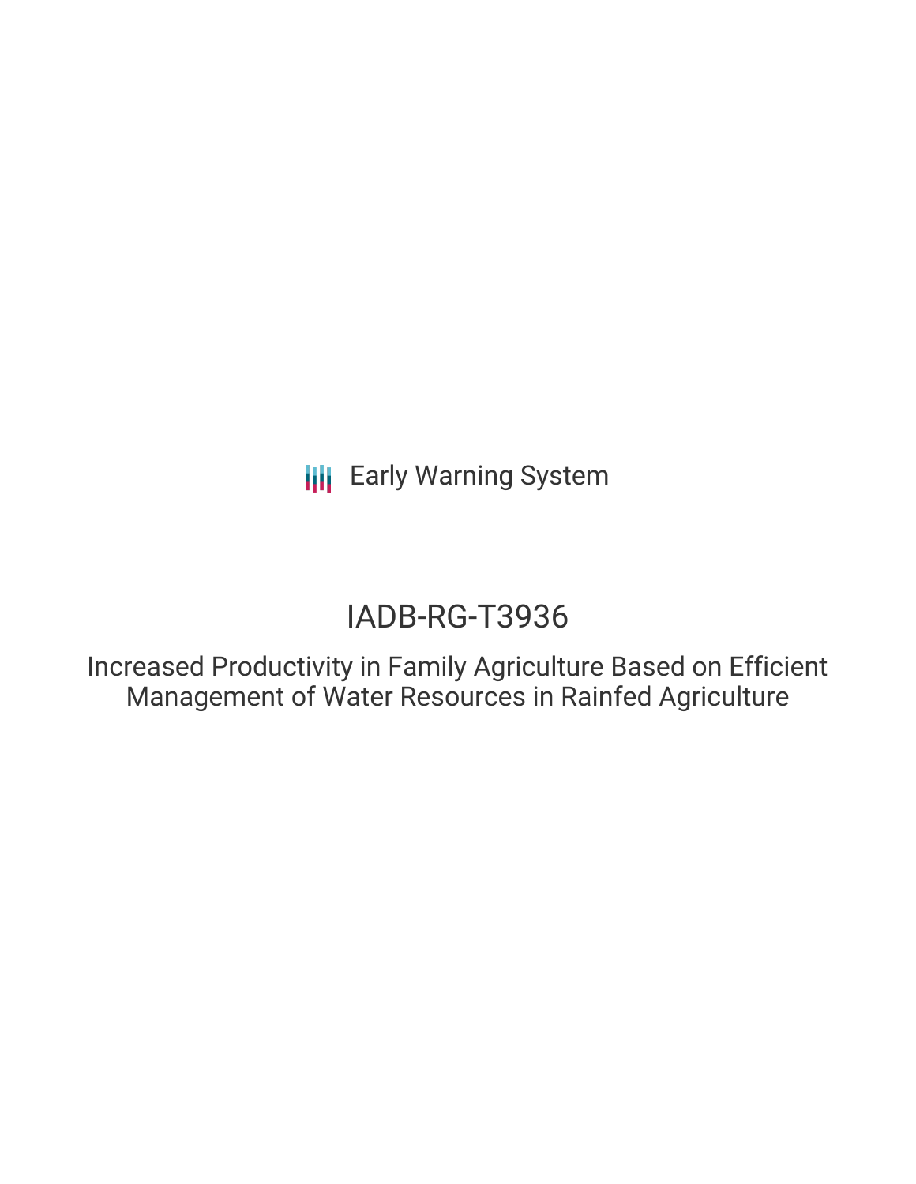Early Warning System

# IADB-RG-T3936

## Increased Productivity in Family Agriculture Based on Efficient Management of Water Resources in Rainfed Agriculture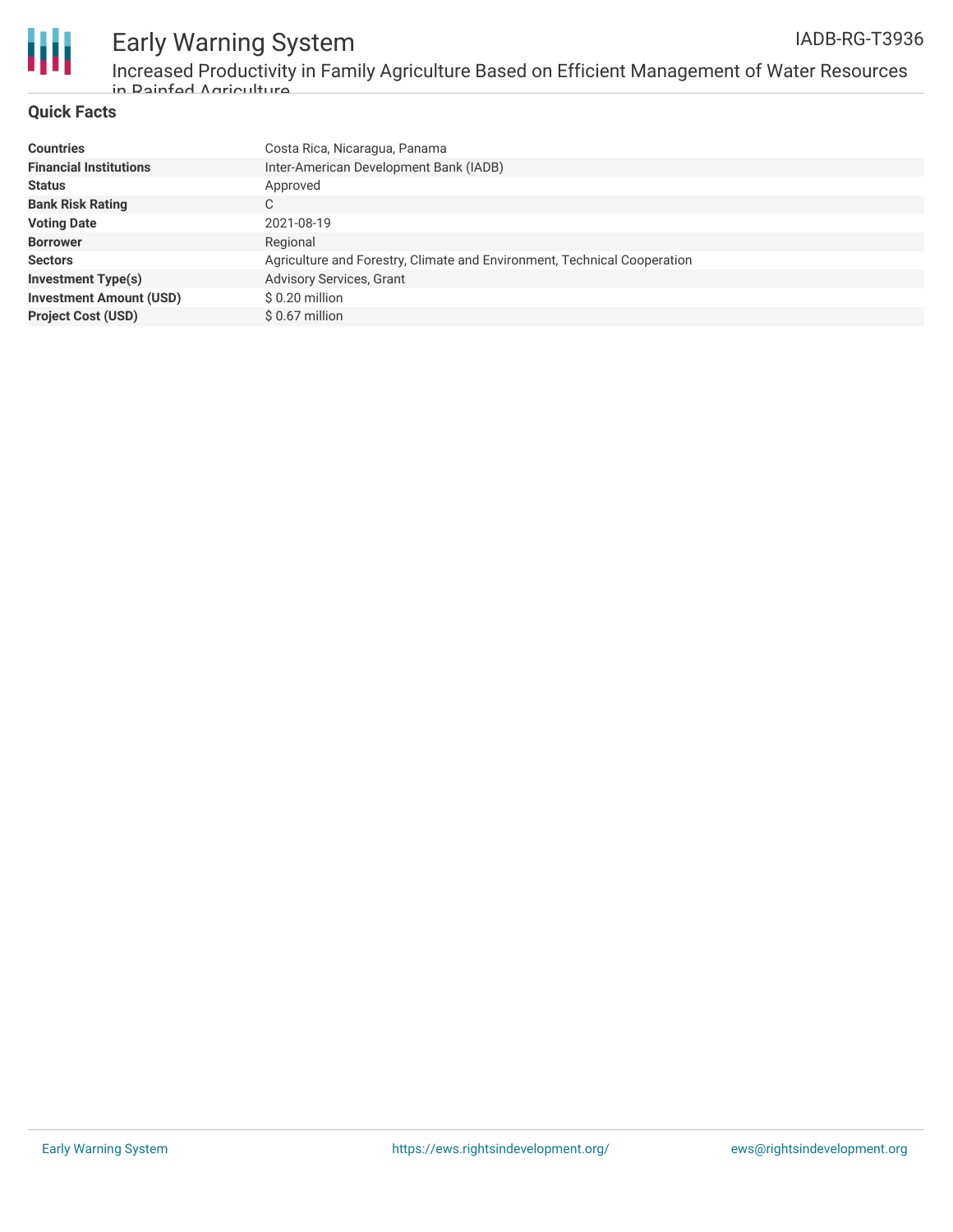## Quick Facts

| | |
|---|---|
| **Countries** | Costa Rica, Nicaragua, Panama |
| **Financial Institutions** | Inter-American Development Bank (IADB) |
| **Status** | Approved |
| **Bank Risk Rating** | C |
| **Voting Date** | 2021-08-19 |
| **Borrower** | Regional |
| **Sectors** | Agriculture and Forestry, Climate and Environment, Technical Cooperation |
| **Investment Type(s)** | Advisory Services, Grant |
| **Investment Amount (USD)** | $ 0.20 million |
| **Project Cost (USD)** | $ 0.67 million |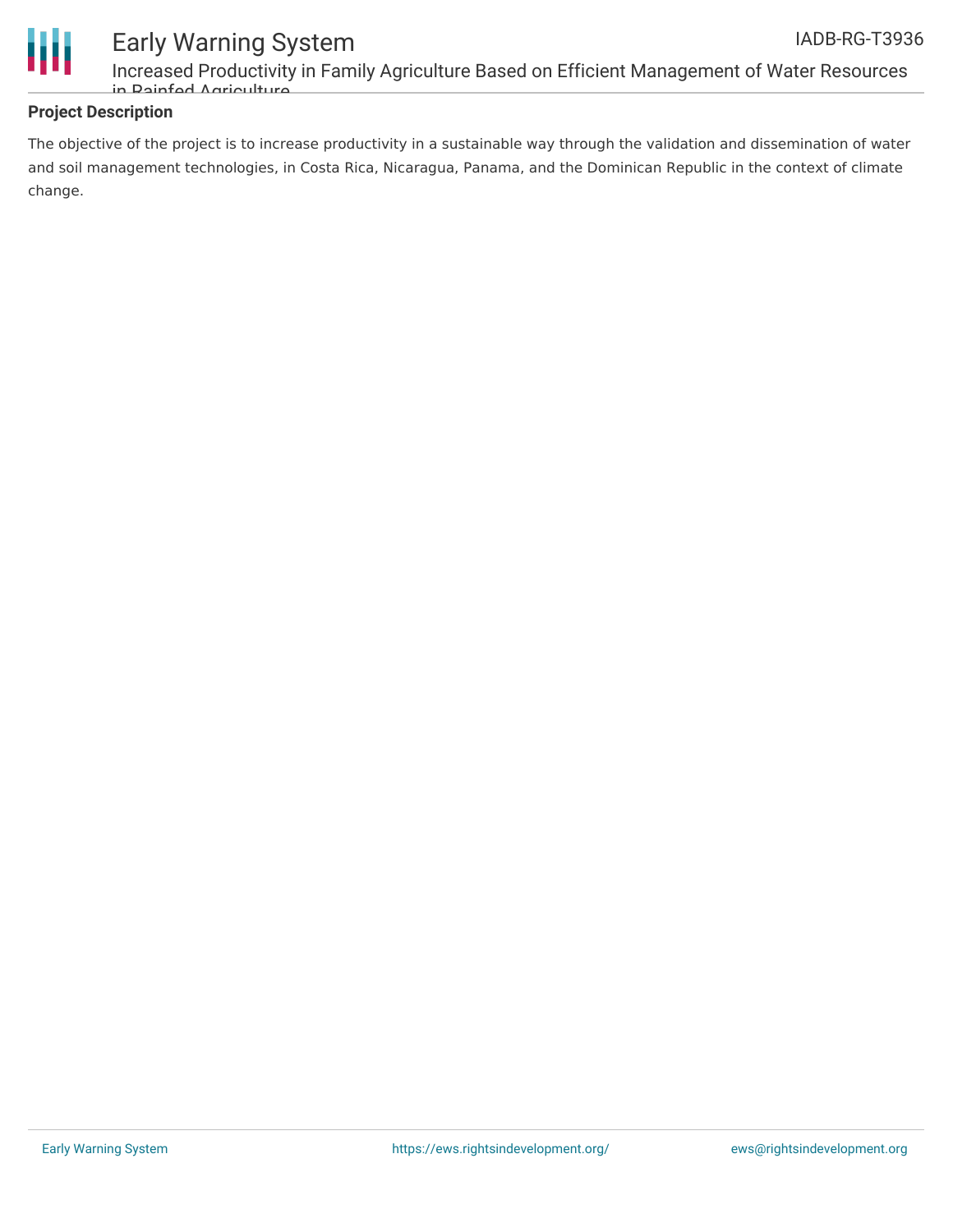## Project Description

The objective of the project is to increase productivity in a sustainable way through the validation and dissemination of water and soil management technologies, in Costa Rica, Nicaragua, Panama, and the Dominican Republic in the context of climate change.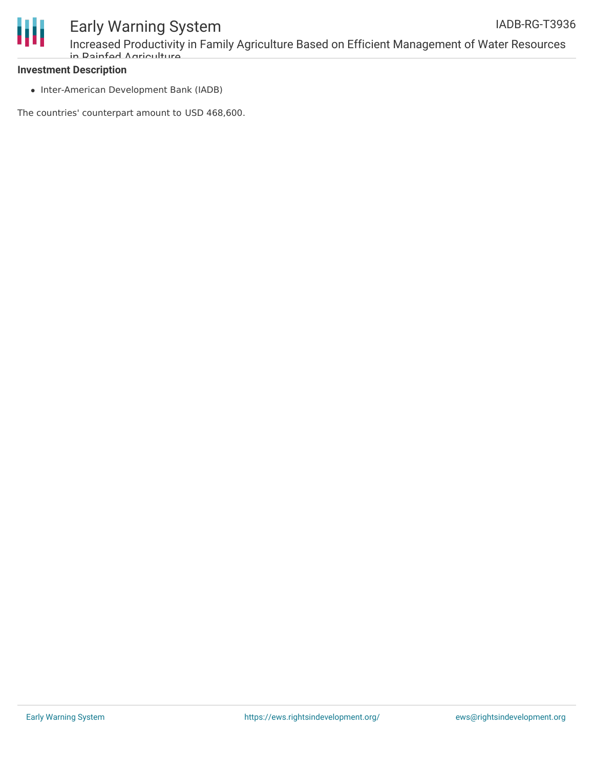**Investment Description**

- Inter-American Development Bank (IADB)

The countries' counterpart amount to USD 468,600.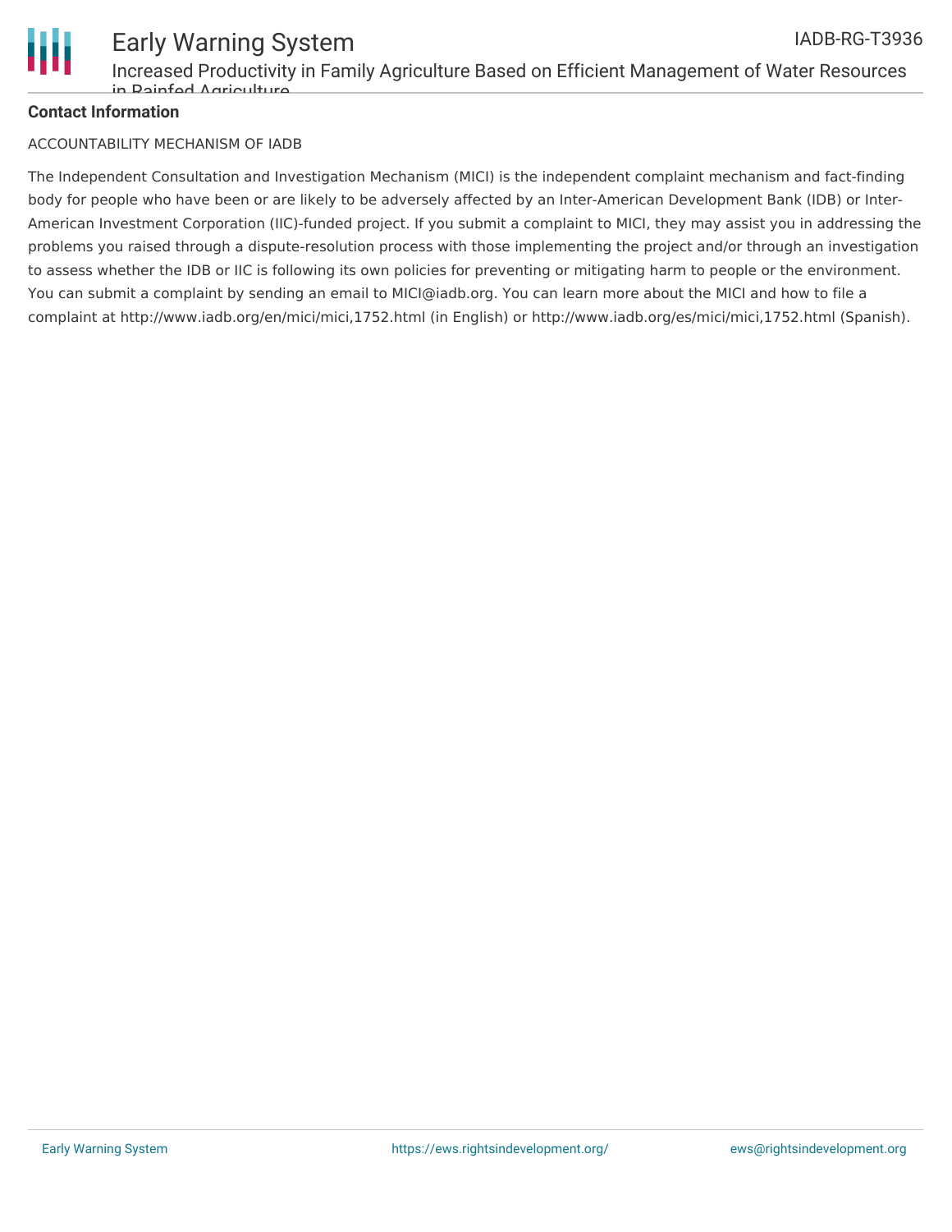**Contact Information**

ACCOUNTABILITY MECHANISM OF IADB

The Independent Consultation and Investigation Mechanism (MICI) is the independent complaint mechanism and fact-finding body for people who have been or are likely to be adversely affected by an Inter-American Development Bank (IDB) or Inter-American Investment Corporation (IIC)-funded project. If you submit a complaint to MICI, they may assist you in addressing the problems you raised through a dispute-resolution process with those implementing the project and/or through an investigation to assess whether the IDB or IIC is following its own policies for preventing or mitigating harm to people or the environment. You can submit a complaint by sending an email to MICI@iadb.org. You can learn more about the MICI and how to file a complaint at http://www.iadb.org/en/mici/mici,1752.html (in English) or http://www.iadb.org/es/mici/mici,1752.html (Spanish).